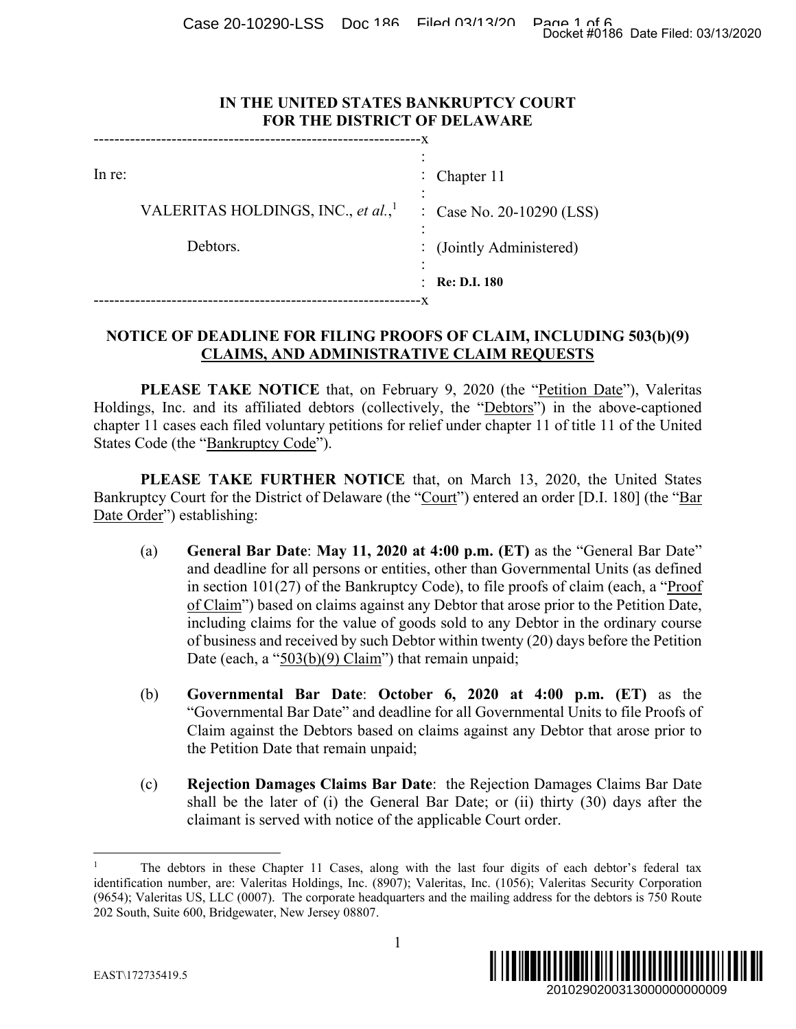IN THE UNITED STATES BANKRUPTCY COURT
FOR THE DISTRICT OF DELAWARE

| | |
|---|---|
| In re: | Chapter 11 |
| VALERITAS HOLDINGS, INC., *et al.*,[1] | Case No. 20-10290 (LSS) |
| Debtors. | (Jointly Administered) |
| | **Re: D.I. 180** |

## NOTICE OF DEADLINE FOR FILING PROOFS OF CLAIM, INCLUDING 503(b)(9) CLAIMS, AND ADMINISTRATIVE CLAIM REQUESTS

**PLEASE TAKE NOTICE** that, on February 9, 2020 (the "Petition Date"), Valeritas Holdings, Inc. and its affiliated debtors (collectively, the "Debtors") in the above-captioned chapter 11 cases each filed voluntary petitions for relief under chapter 11 of title 11 of the United States Code (the "Bankruptcy Code").

**PLEASE TAKE FURTHER NOTICE** that, on March 13, 2020, the United States Bankruptcy Court for the District of Delaware (the "Court") entered an order [D.I. 180] (the "Bar Date Order") establishing:

(a) **General Bar Date**: **May 11, 2020 at 4:00 p.m. (ET)** as the "General Bar Date" and deadline for all persons or entities, other than Governmental Units (as defined in section 101(27) of the Bankruptcy Code), to file proofs of claim (each, a "Proof of Claim") based on claims against any Debtor that arose prior to the Petition Date, including claims for the value of goods sold to any Debtor in the ordinary course of business and received by such Debtor within twenty (20) days before the Petition Date (each, a "503(b)(9) Claim") that remain unpaid;

(b) **Governmental Bar Date**: **October 6, 2020 at 4:00 p.m. (ET)** as the "Governmental Bar Date" and deadline for all Governmental Units to file Proofs of Claim against the Debtors based on claims against any Debtor that arose prior to the Petition Date that remain unpaid;

(c) **Rejection Damages Claims Bar Date**: the Rejection Damages Claims Bar Date shall be the later of (i) the General Bar Date; or (ii) thirty (30) days after the claimant is served with notice of the applicable Court order.

---

[1] The debtors in these Chapter 11 Cases, along with the last four digits of each debtor's federal tax identification number, are: Valeritas Holdings, Inc. (8907); Valeritas, Inc. (1056); Valeritas Security Corporation (9654); Valeritas US, LLC (0007). The corporate headquarters and the mailing address for the debtors is 750 Route 202 South, Suite 600, Bridgewater, New Jersey 08807.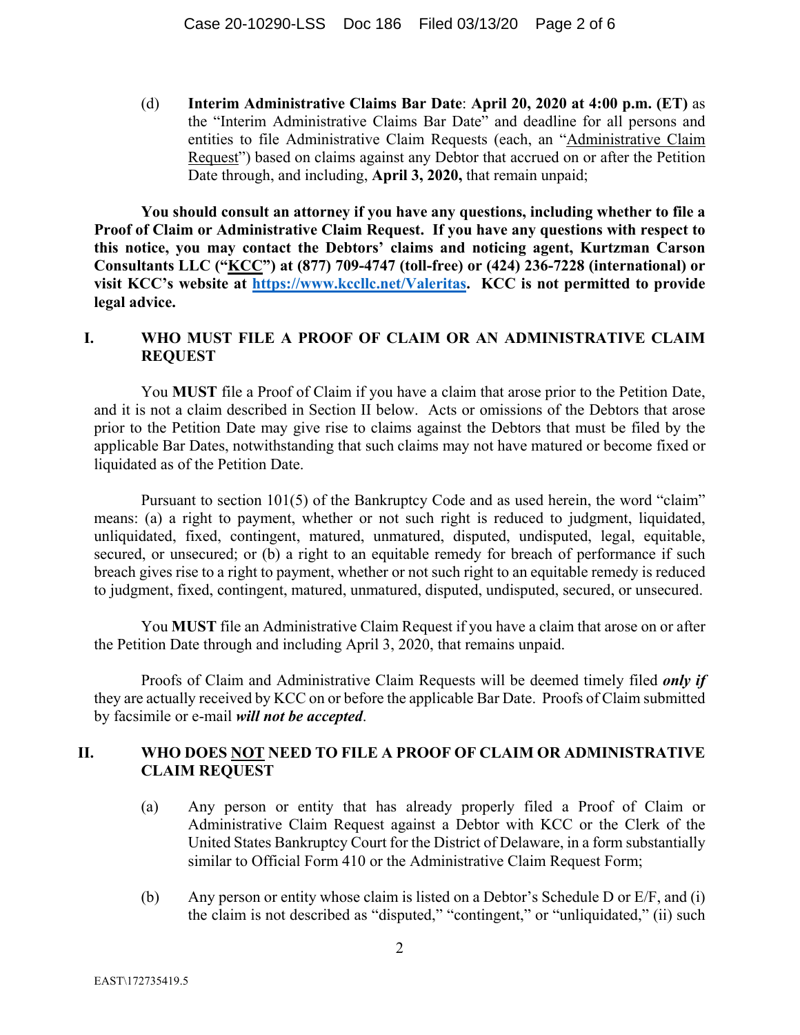(d) **Interim Administrative Claims Bar Date**: **April 20, 2020 at 4:00 p.m. (ET)** as the "Interim Administrative Claims Bar Date" and deadline for all persons and entities to file Administrative Claim Requests (each, an "Administrative Claim Request") based on claims against any Debtor that accrued on or after the Petition Date through, and including, **April 3, 2020,** that remain unpaid;

**You should consult an attorney if you have any questions, including whether to file a Proof of Claim or Administrative Claim Request. If you have any questions with respect to this notice, you may contact the Debtors' claims and noticing agent, Kurtzman Carson Consultants LLC ("KCC") at (877) 709-4747 (toll-free) or (424) 236-7228 (international) or visit KCC's website at https://www.kccllc.net/Valeritas. KCC is not permitted to provide legal advice.**

## I. WHO MUST FILE A PROOF OF CLAIM OR AN ADMINISTRATIVE CLAIM REQUEST

You **MUST** file a Proof of Claim if you have a claim that arose prior to the Petition Date, and it is not a claim described in Section II below. Acts or omissions of the Debtors that arose prior to the Petition Date may give rise to claims against the Debtors that must be filed by the applicable Bar Dates, notwithstanding that such claims may not have matured or become fixed or liquidated as of the Petition Date.

Pursuant to section 101(5) of the Bankruptcy Code and as used herein, the word "claim" means: (a) a right to payment, whether or not such right is reduced to judgment, liquidated, unliquidated, fixed, contingent, matured, unmatured, disputed, undisputed, legal, equitable, secured, or unsecured; or (b) a right to an equitable remedy for breach of performance if such breach gives rise to a right to payment, whether or not such right to an equitable remedy is reduced to judgment, fixed, contingent, matured, unmatured, disputed, undisputed, secured, or unsecured.

You **MUST** file an Administrative Claims Request if you have a claim that arose on or after the Petition Date through and including April 3, 2020, that remains unpaid.

Proofs of Claim and Administrative Claim Requests will be deemed timely filed ***only if*** they are actually received by KCC on or before the applicable Bar Date. Proofs of Claim submitted by facsimile or e-mail ***will not be accepted***.

## II. WHO DOES NOT NEED TO FILE A PROOF OF CLAIM OR ADMINISTRATIVE CLAIM REQUEST

(a) Any person or entity that has already properly filed a Proof of Claim or Administrative Claim Request against a Debtor with KCC or the Clerk of the United States Bankruptcy Court for the District of Delaware, in a form substantially similar to Official Form 410 or the Administrative Claim Request Form;

(b) Any person or entity whose claim is listed on a Debtor's Schedule D or E/F, and (i) the claim is not described as "disputed," "contingent," or "unliquidated," (ii) such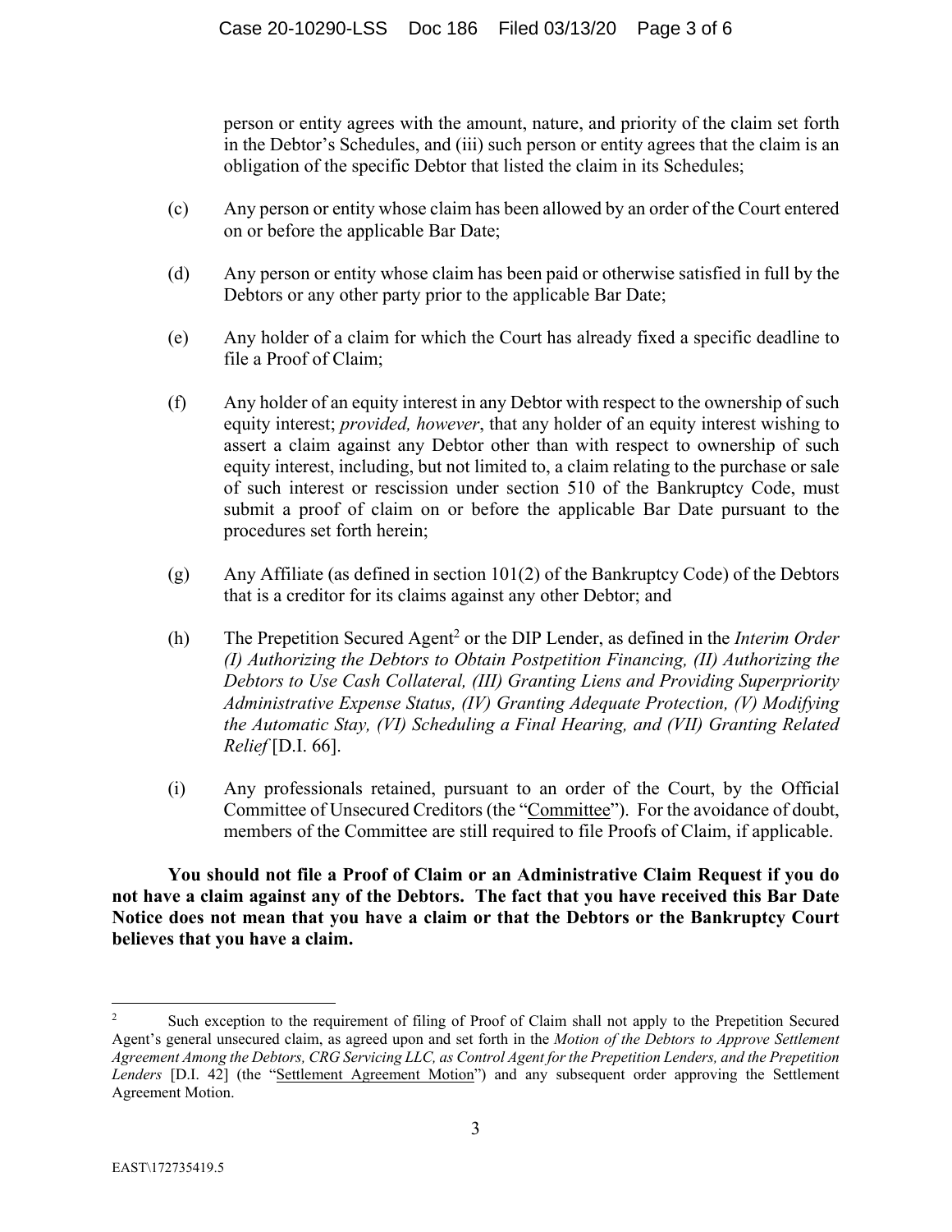person or entity agrees with the amount, nature, and priority of the claim set forth in the Debtor's Schedules, and (iii) such person or entity agrees that the claim is an obligation of the specific Debtor that listed the claim in its Schedules;

(c) Any person or entity whose claim has been allowed by an order of the Court entered on or before the applicable Bar Date;

(d) Any person or entity whose claim has been paid or otherwise satisfied in full by the Debtors or any other party prior to the applicable Bar Date;

(e) Any holder of a claim for which the Court has already fixed a specific deadline to file a Proof of Claim;

(f) Any holder of an equity interest in any Debtor with respect to the ownership of such equity interest; *provided, however*, that any holder of an equity interest wishing to assert a claim against any Debtor other than with respect to ownership of such equity interest, including, but not limited to, a claim relating to the purchase or sale of such interest or rescission under section 510 of the Bankruptcy Code, must submit a proof of claim on or before the applicable Bar Date pursuant to the procedures set forth herein;

(g) Any Affiliate (as defined in section 101(2) of the Bankruptcy Code) of the Debtors that is a creditor for its claims against any other Debtor; and

(h) The Prepetition Secured Agent[2] or the DIP Lender, as defined in the *Interim Order (I) Authorizing the Debtors to Obtain Postpetition Financing, (II) Authorizing the Debtors to Use Cash Collateral, (III) Granting Liens and Providing Superpriority Administrative Expense Status, (IV) Granting Adequate Protection, (V) Modifying the Automatic Stay, (VI) Scheduling a Final Hearing, and (VII) Granting Related Relief* [D.I. 66].

(i) Any professionals retained, pursuant to an order of the Court, by the Official Committee of Unsecured Creditors (the "Committee"). For the avoidance of doubt, members of the Committee are still required to file Proofs of Claim, if applicable.

**You should not file a Proof of Claim or an Administrative Claim Request if you do not have a claim against any of the Debtors. The fact that you have received this Bar Date Notice does not mean that you have a claim or that the Debtors or the Bankruptcy Court believes that you have a claim.**

---

[2] Such exception to the requirement of filing of Proof of Claim shall not apply to the Prepetition Secured Agent's general unsecured claim, as agreed upon and set forth in the *Motion of the Debtors to Approve Settlement Agreement Among the Debtors, CRG Servicing LLC, as Control Agent for the Prepetition Lenders, and the Prepetition Lenders* [D.I. 42] (the "Settlement Agreement Motion") and any subsequent order approving the Settlement Agreement Motion.

EAST\172735419.5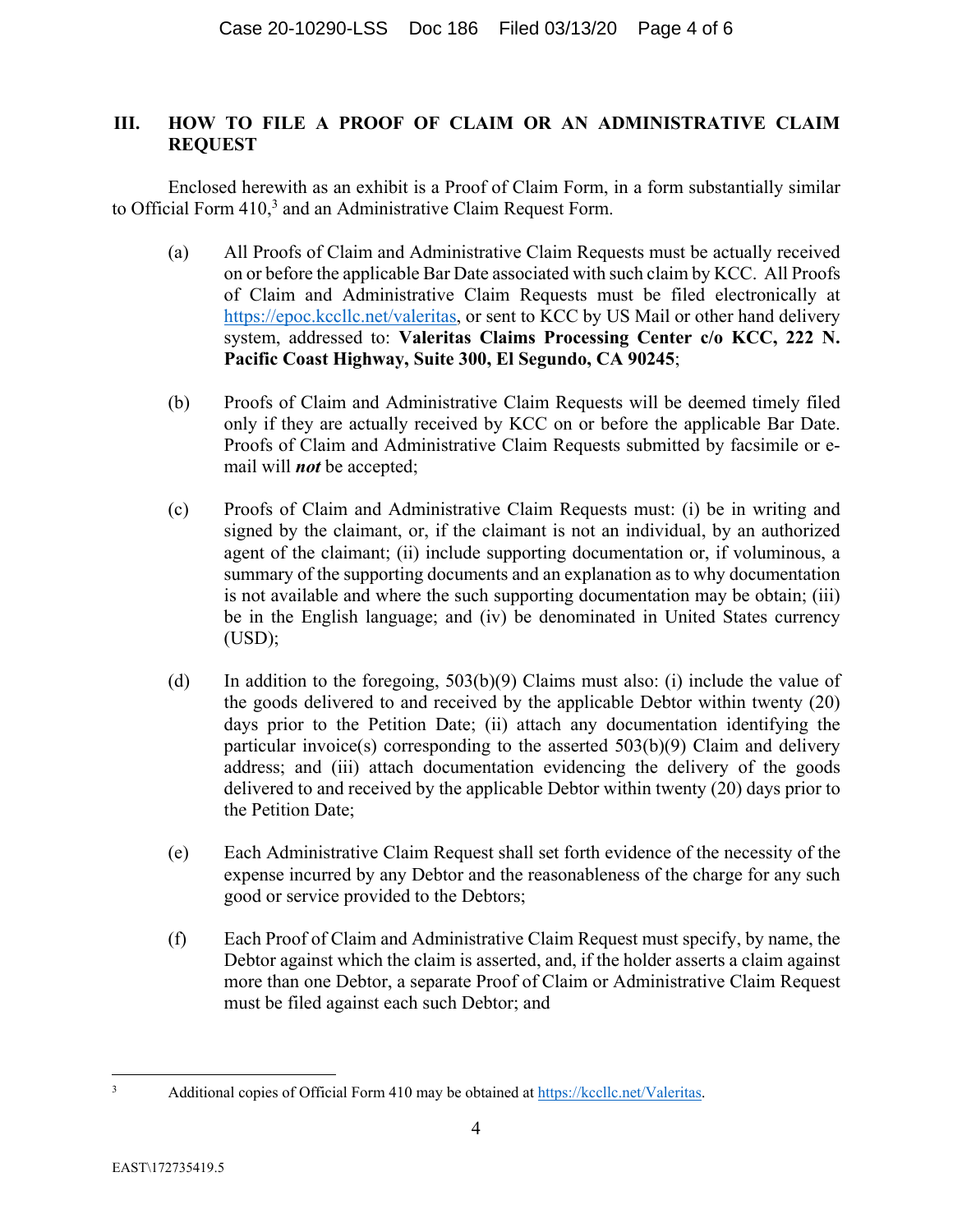## III. HOW TO FILE A PROOF OF CLAIM OR AN ADMINISTRATIVE CLAIM REQUEST

Enclosed herewith as an exhibit is a Proof of Claim Form, in a form substantially similar to Official Form 410,[3] and an Administrative Claim Request Form.

(a) All Proofs of Claim and Administrative Claim Requests must be actually received on or before the applicable Bar Date associated with such claim by KCC. All Proofs of Claim and Administrative Claim Requests must be filed electronically at https://epoc.kccllc.net/valeritas, or sent to KCC by US Mail or other hand delivery system, addressed to: **Valeritas Claims Processing Center c/o KCC, 222 N. Pacific Coast Highway, Suite 300, El Segundo, CA 90245**;

(b) Proofs of Claim and Administrative Claim Requests will be deemed timely filed only if they are actually received by KCC on or before the applicable Bar Date. Proofs of Claim and Administrative Claim Requests submitted by facsimile or e-mail will ***not*** be accepted;

(c) Proofs of Claim and Administrative Claim Requests must: (i) be in writing and signed by the claimant, or, if the claimant is not an individual, by an authorized agent of the claimant; (ii) include supporting documentation or, if voluminous, a summary of the supporting documents and an explanation as to why documentation is not available and where the such supporting documentation may be obtain; (iii) be in the English language; and (iv) be denominated in United States currency (USD);

(d) In addition to the foregoing, 503(b)(9) Claims must also: (i) include the value of the goods delivered to and received by the applicable Debtor within twenty (20) days prior to the Petition Date; (ii) attach any documentation identifying the particular invoice(s) corresponding to the asserted 503(b)(9) Claim and delivery address; and (iii) attach documentation evidencing the delivery of the goods delivered to and received by the applicable Debtor within twenty (20) days prior to the Petition Date;

(e) Each Administrative Claim Request shall set forth evidence of the necessity of the expense incurred by any Debtor and the reasonableness of the charge for any such good or service provided to the Debtors;

(f) Each Proof of Claim and Administrative Claim Request must specify, by name, the Debtor against which the claim is asserted, and, if the holder asserts a claim against more than one Debtor, a separate Proof of Claim or Administrative Claim Request must be filed against each such Debtor; and

[3] Additional copies of Official Form 410 may be obtained at https://kccllc.net/Valeritas.

EAST\172735419.5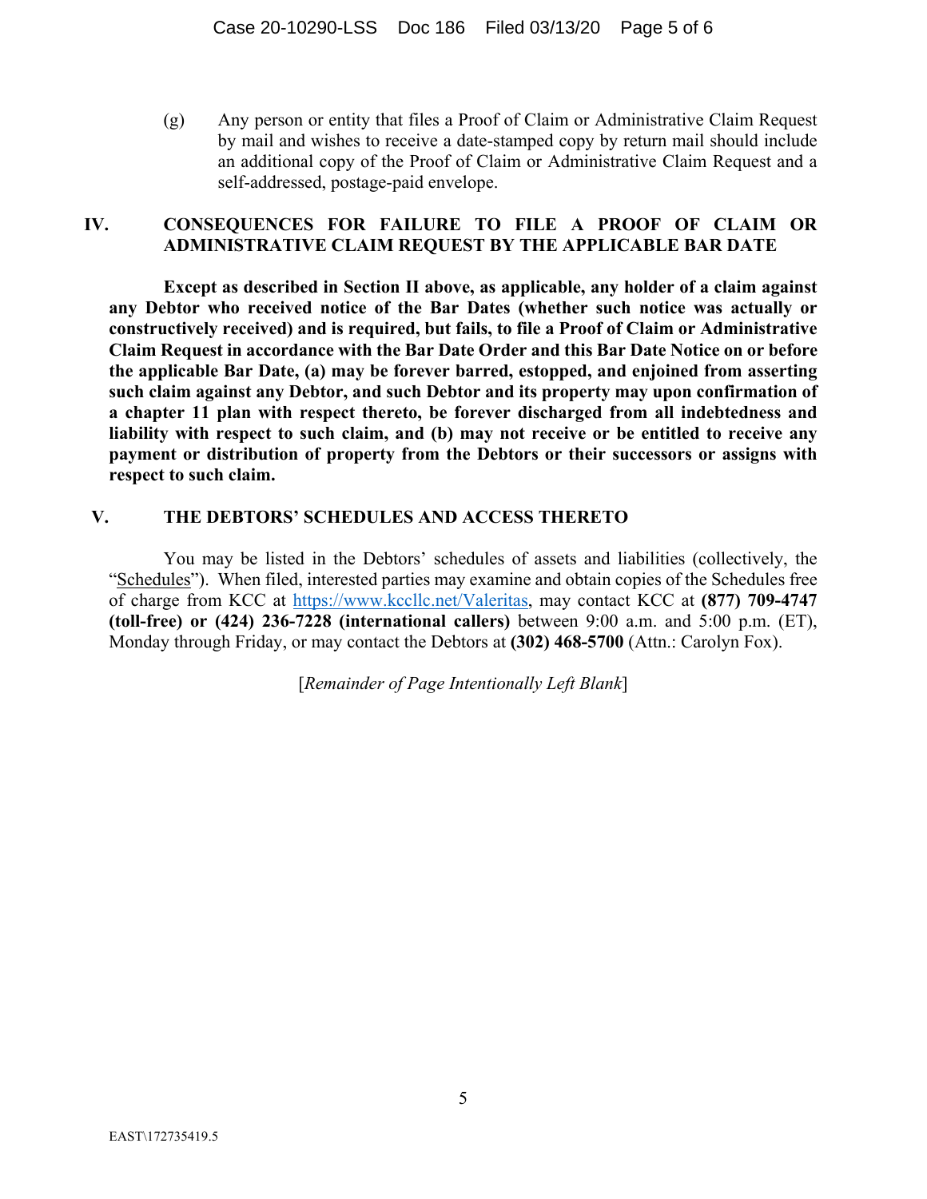(g) Any person or entity that files a Proof of Claim or Administrative Claim Request by mail and wishes to receive a date-stamped copy by return mail should include an additional copy of the Proof of Claim or Administrative Claim Request and a self-addressed, postage-paid envelope.

## IV. CONSEQUENCES FOR FAILURE TO FILE A PROOF OF CLAIM OR ADMINISTRATIVE CLAIM REQUEST BY THE APPLICABLE BAR DATE

**Except as described in Section II above, as applicable, any holder of a claim against any Debtor who received notice of the Bar Dates (whether such notice was actually or constructively received) and is required, but fails, to file a Proof of Claim or Administrative Claim Request in accordance with the Bar Date Order and this Bar Date Notice on or before the applicable Bar Date, (a) may be forever barred, estopped, and enjoined from asserting such claim against any Debtor, and such Debtor and its property may upon confirmation of a chapter 11 plan with respect thereto, be forever discharged from all indebtedness and liability with respect to such claim, and (b) may not receive or be entitled to receive any payment or distribution of property from the Debtors or their successors or assigns with respect to such claim.**

## V. THE DEBTORS' SCHEDULES AND ACCESS THERETO

You may be listed in the Debtors' schedules of assets and liabilities (collectively, the "Schedules"). When filed, interested parties may examine and obtain copies of the Schedules free of charge from KCC at https://www.kccllc.net/Valeritas, may contact KCC at **(877) 709-4747 (toll-free) or (424) 236-7228 (international callers)** between 9:00 a.m. and 5:00 p.m. (ET), Monday through Friday, or may contact the Debtors at **(302) 468-5700** (Attn.: Carolyn Fox).

[*Remainder of Page Intentionally Left Blank*]

EAST\172735419.5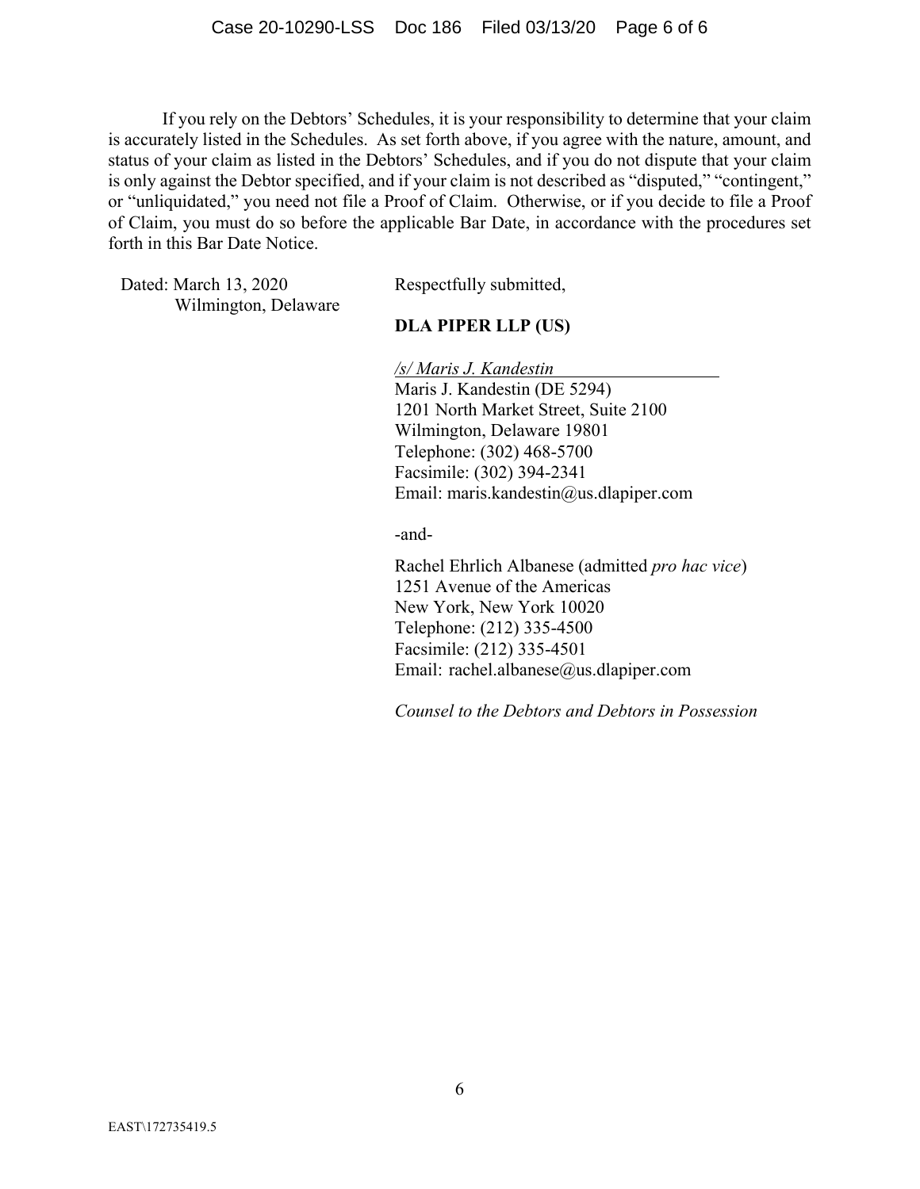If you rely on the Debtors' Schedules, it is your responsibility to determine that your claim is accurately listed in the Schedules. As set forth above, if you agree with the nature, amount, and status of your claim as listed in the Debtors' Schedules, and if you do not dispute that your claim is only against the Debtor specified, and if your claim is not described as "disputed," "contingent," or "unliquidated," you need not file a Proof of Claim. Otherwise, or if you decide to file a Proof of Claim, you must do so before the applicable Bar Date, in accordance with the procedures set forth in this Bar Date Notice.

Dated: March 13, 2020
Wilmington, Delaware

Respectfully submitted,

**DLA PIPER LLP (US)**

*/s/ Maris J. Kandestin*
Maris J. Kandestin (DE 5294)
1201 North Market Street, Suite 2100
Wilmington, Delaware 19801
Telephone: (302) 468-5700
Facsimile: (302) 394-2341
Email: maris.kandestin@us.dlapiper.com

-and-

Rachel Ehrlich Albanese (admitted *pro hac vice*)
1251 Avenue of the Americas
New York, New York 10020
Telephone: (212) 335-4500
Facsimile: (212) 335-4501
Email: rachel.albanese@us.dlapiper.com

*Counsel to the Debtors and Debtors in Possession*

EAST\172735419.5